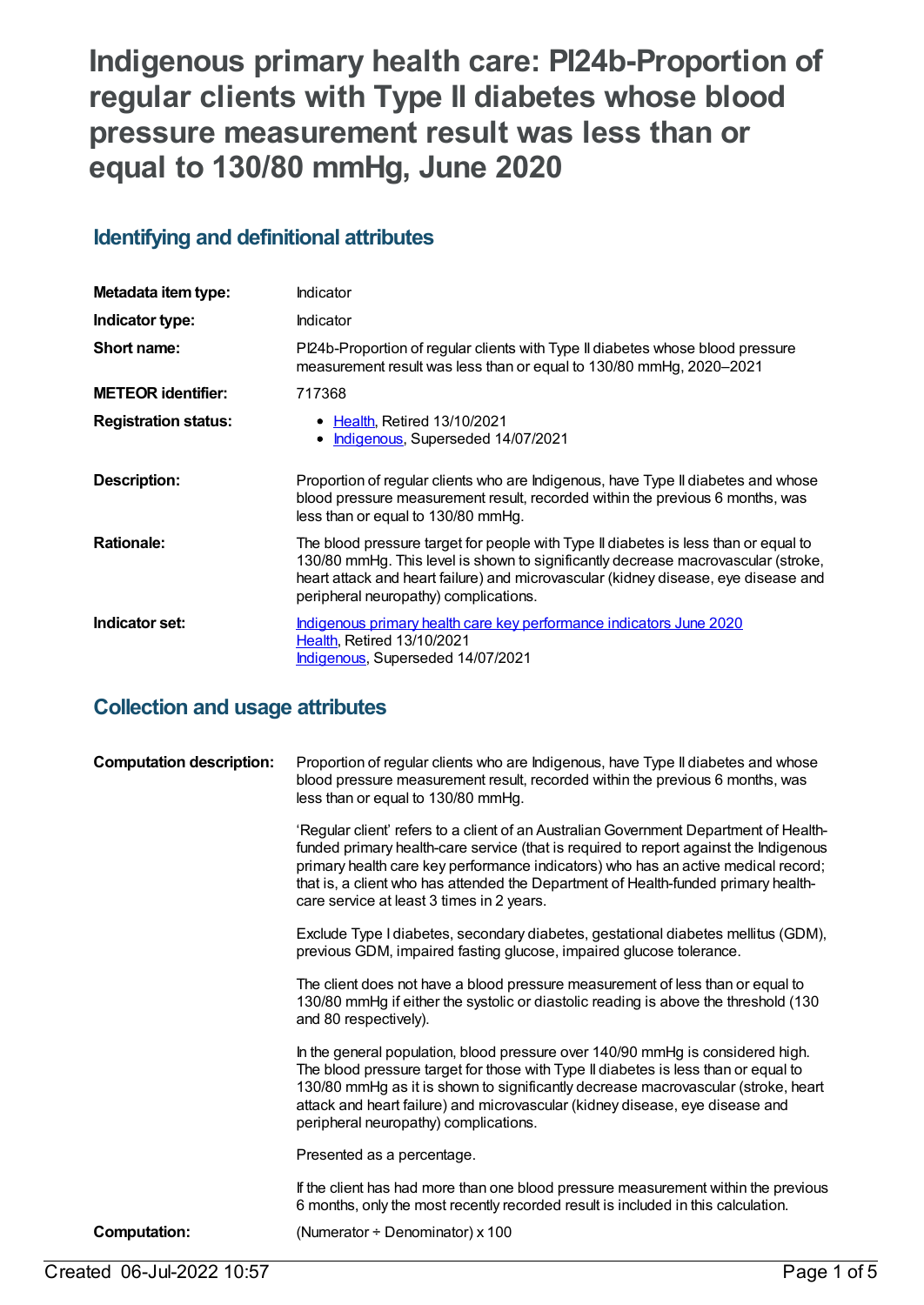# Indigenous primary health care: PI24b-Proportion of regular clients with Type II diabetes whose blood pressure measurement result was less than or equal to 130/80 mmHg, June 2020

## Identifying and definitional attributes

| | |
|---|---|
| **Metadata item type:** | Indicator |
| **Indicator type:** | Indicator |
| **Short name:** | PI24b-Proportion of regular clients with Type II diabetes whose blood pressure measurement result was less than or equal to 130/80 mmHg, 2020–2021 |
| **METEOR identifier:** | 717368 |
| **Registration status:** | • Health, Retired 13/10/2021<br>• Indigenous, Superseded 14/07/2021 |
| **Description:** | Proportion of regular clients who are Indigenous, have Type II diabetes and whose blood pressure measurement result, recorded within the previous 6 months, was less than or equal to 130/80 mmHg. |
| **Rationale:** | The blood pressure target for people with Type II diabetes is less than or equal to 130/80 mmHg. This level is shown to significantly decrease macrovascular (stroke, heart attack and heart failure) and microvascular (kidney disease, eye disease and peripheral neuropathy) complications. |
| **Indicator set:** | Indigenous primary health care key performance indicators June 2020<br>Health, Retired 13/10/2021<br>Indigenous, Superseded 14/07/2021 |

## Collection and usage attributes

| | |
|---|---|
| **Computation description:** | Proportion of regular clients who are Indigenous, have Type II diabetes and whose blood pressure measurement result, recorded within the previous 6 months, was less than or equal to 130/80 mmHg.<br><br>'Regular client' refers to a client of an Australian Government Department of Health-funded primary health-care service (that is required to report against the Indigenous primary health care key performance indicators) who has an active medical record; that is, a client who has attended the Department of Health-funded primary health-care service at least 3 times in 2 years.<br><br>Exclude Type I diabetes, secondary diabetes, gestational diabetes mellitus (GDM), previous GDM, impaired fasting glucose, impaired glucose tolerance.<br><br>The client does not have a blood pressure measurement of less than or equal to 130/80 mmHg if either the systolic or diastolic reading is above the threshold (130 and 80 respectively).<br><br>In the general population, blood pressure over 140/90 mmHg is considered high. The blood pressure target for those with Type II diabetes is less than or equal to 130/80 mmHg as it is shown to significantly decrease macrovascular (stroke, heart attack and heart failure) and microvascular (kidney disease, eye disease and peripheral neuropathy) complications.<br><br>Presented as a percentage.<br><br>If the client has had more than one blood pressure measurement within the previous 6 months, only the most recently recorded result is included in this calculation. |
| **Computation:** | (Numerator ÷ Denominator) x 100 |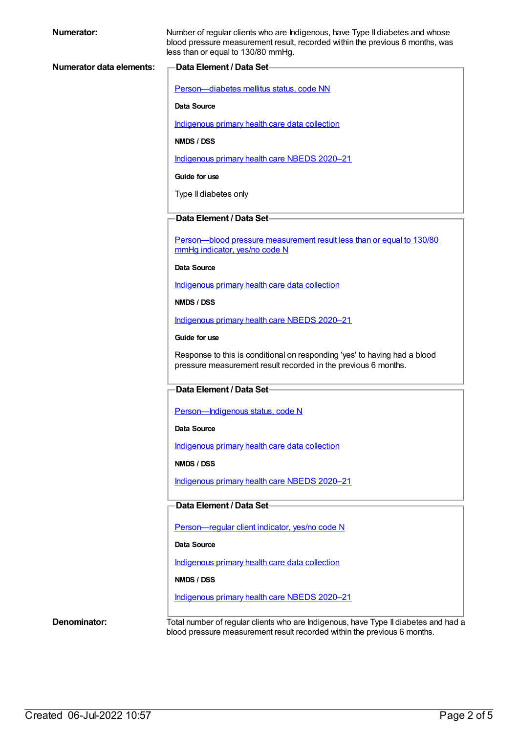**Numerator:**

Number of regular clients who are Indigenous, have Type II diabetes and whose blood pressure measurement result, recorded within the previous 6 months, was less than or equal to 130/80 mmHg.

**Numerator data elements:**

**Data Element / Data Set**

Person—diabetes mellitus status, code NN

**Data Source**

Indigenous primary health care data collection

**NMDS / DSS**

Indigenous primary health care NBEDS 2020–21

**Guide for use**

Type II diabetes only

**Data Element / Data Set**

Person—blood pressure measurement result less than or equal to 130/80 mmHg indicator, yes/no code N

**Data Source**

Indigenous primary health care data collection

**NMDS / DSS**

Indigenous primary health care NBEDS 2020–21

**Guide for use**

Response to this is conditional on responding 'yes' to having had a blood pressure measurement result recorded in the previous 6 months.

**Data Element / Data Set**

Person—Indigenous status, code N

**Data Source**

Indigenous primary health care data collection

**NMDS / DSS**

Indigenous primary health care NBEDS 2020–21

**Data Element / Data Set**

Person—regular client indicator, yes/no code N

**Data Source**

Indigenous primary health care data collection

**NMDS / DSS**

Indigenous primary health care NBEDS 2020–21

**Denominator:**

Total number of regular clients who are Indigenous, have Type II diabetes and had a blood pressure measurement result recorded within the previous 6 months.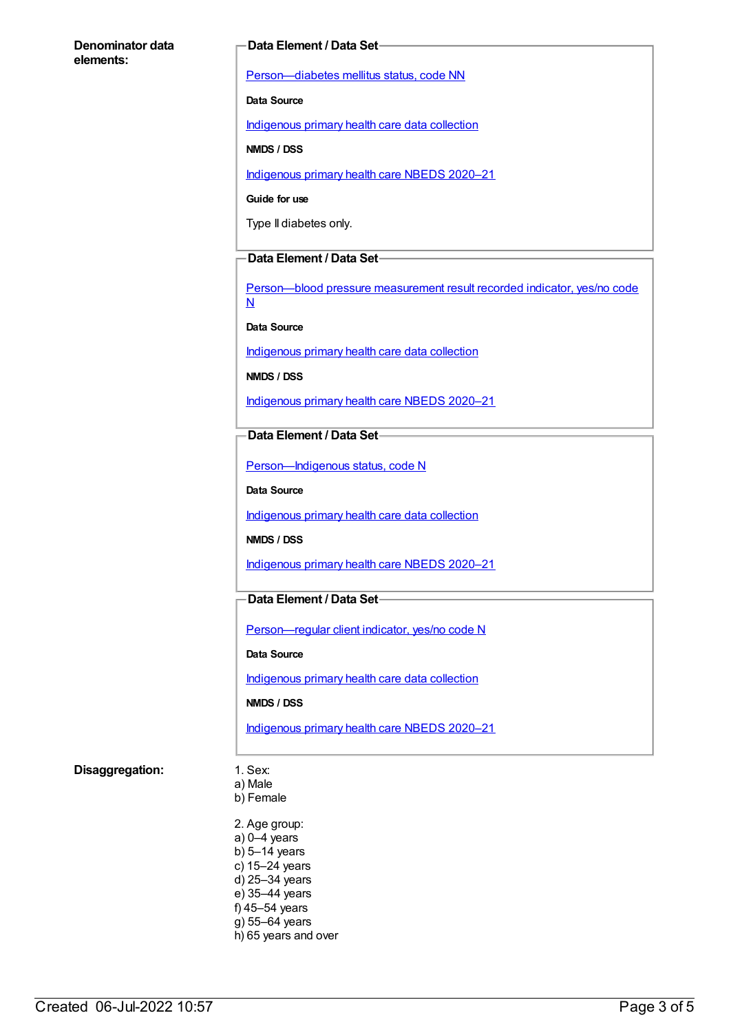**Denominator data elements:**

**Data Element / Data Set**

Person—diabetes mellitus status, code NN

**Data Source**

Indigenous primary health care data collection

**NMDS / DSS**

Indigenous primary health care NBEDS 2020–21

**Guide for use**

Type II diabetes only.

**Data Element / Data Set**

Person—blood pressure measurement result recorded indicator, yes/no code N

**Data Source**

Indigenous primary health care data collection

**NMDS / DSS**

Indigenous primary health care NBEDS 2020–21

**Data Element / Data Set**

Person—Indigenous status, code N

**Data Source**

Indigenous primary health care data collection

**NMDS / DSS**

Indigenous primary health care NBEDS 2020–21

**Data Element / Data Set**

Person—regular client indicator, yes/no code N

**Data Source**

Indigenous primary health care data collection

**NMDS / DSS**

Indigenous primary health care NBEDS 2020–21

**Disaggregation:**

1. Sex:
a) Male
b) Female

2. Age group:
a) 0–4 years
b) 5–14 years
c) 15–24 years
d) 25–34 years
e) 35–44 years
f) 45–54 years
g) 55–64 years
h) 65 years and over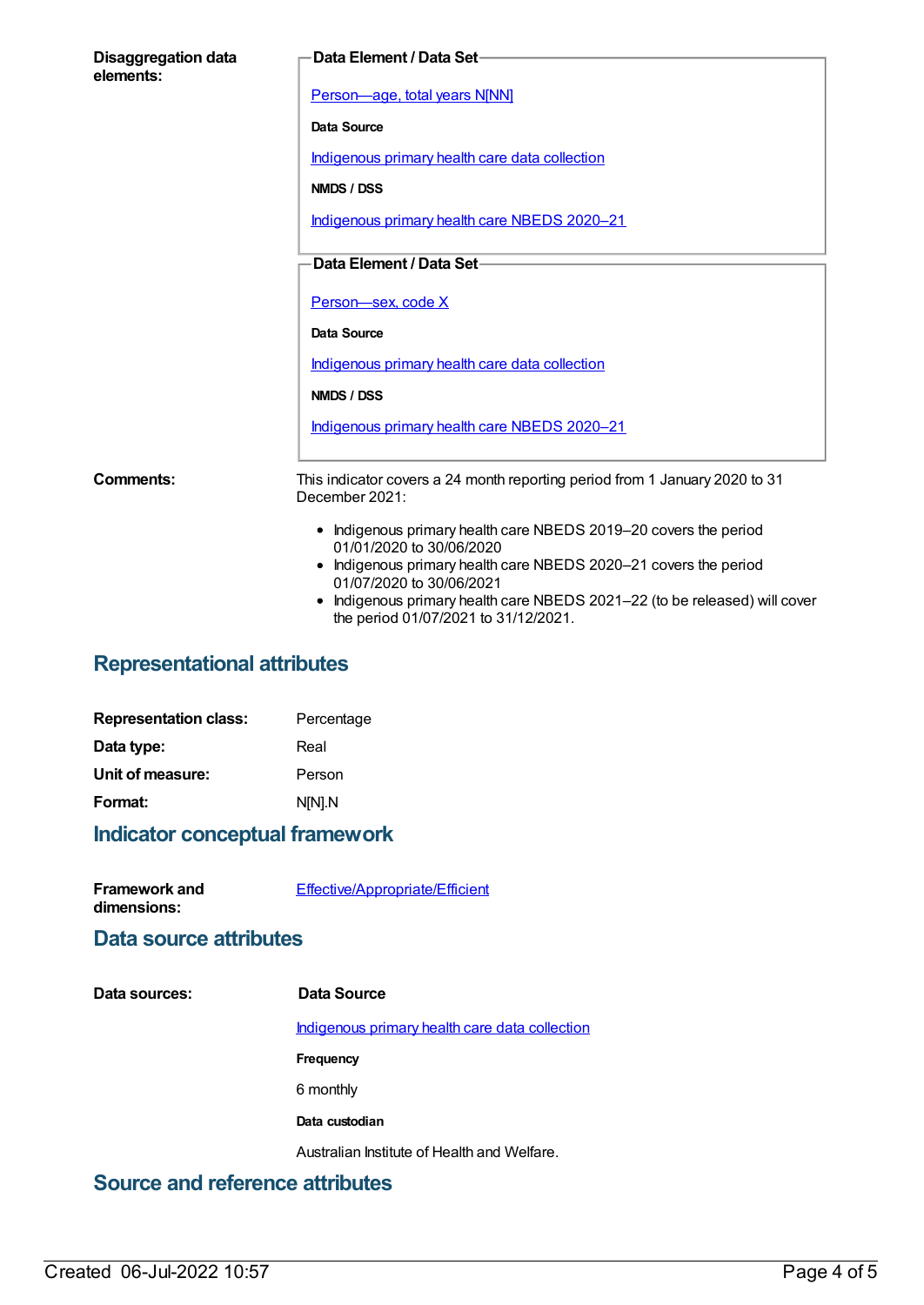**Disaggregation data elements:**

**Data Element / Data Set**

Person—age, total years N[NN]

**Data Source**

Indigenous primary health care data collection

**NMDS / DSS**

Indigenous primary health care NBEDS 2020–21

**Data Element / Data Set**

Person—sex, code X

**Data Source**

Indigenous primary health care data collection

**NMDS / DSS**

Indigenous primary health care NBEDS 2020–21

**Comments:**

This indicator covers a 24 month reporting period from 1 January 2020 to 31 December 2021:

- Indigenous primary health care NBEDS 2019–20 covers the period 01/01/2020 to 30/06/2020
- Indigenous primary health care NBEDS 2020–21 covers the period 01/07/2020 to 30/06/2021
- Indigenous primary health care NBEDS 2021–22 (to be released) will cover the period 01/07/2021 to 31/12/2021.

## Representational attributes

**Representation class:** Percentage

**Data type:** Real

**Unit of measure:** Person

**Format:** N[N].N

## Indicator conceptual framework

**Framework and dimensions:** Effective/Appropriate/Efficient

## Data source attributes

**Data sources:**

**Data Source**

Indigenous primary health care data collection

**Frequency**

6 monthly

**Data custodian**

Australian Institute of Health and Welfare.

## Source and reference attributes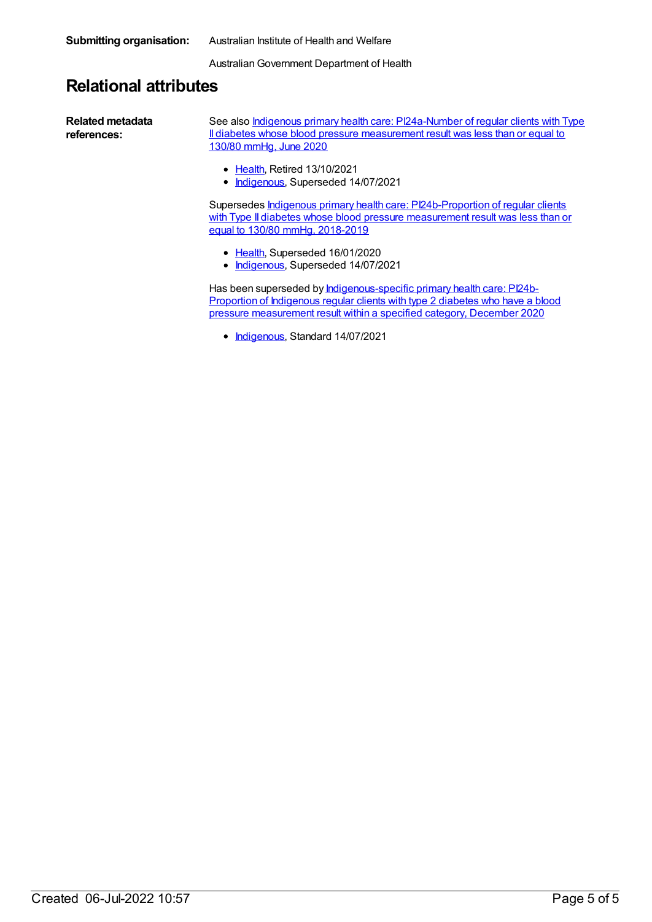**Submitting organisation:** Australian Institute of Health and Welfare

Australian Government Department of Health

## Relational attributes

**Related metadata references:**

See also Indigenous primary health care: PI24a-Number of regular clients with Type II diabetes whose blood pressure measurement result was less than or equal to 130/80 mmHg, June 2020

- Health, Retired 13/10/2021
- Indigenous, Superseded 14/07/2021

Supersedes Indigenous primary health care: PI24b-Proportion of regular clients with Type II diabetes whose blood pressure measurement result was less than or equal to 130/80 mmHg, 2018-2019

- Health, Superseded 16/01/2020
- Indigenous, Superseded 14/07/2021

Has been superseded by Indigenous-specific primary health care: PI24b-Proportion of Indigenous regular clients with type 2 diabetes who have a blood pressure measurement result within a specified category, December 2020

- Indigenous, Standard 14/07/2021